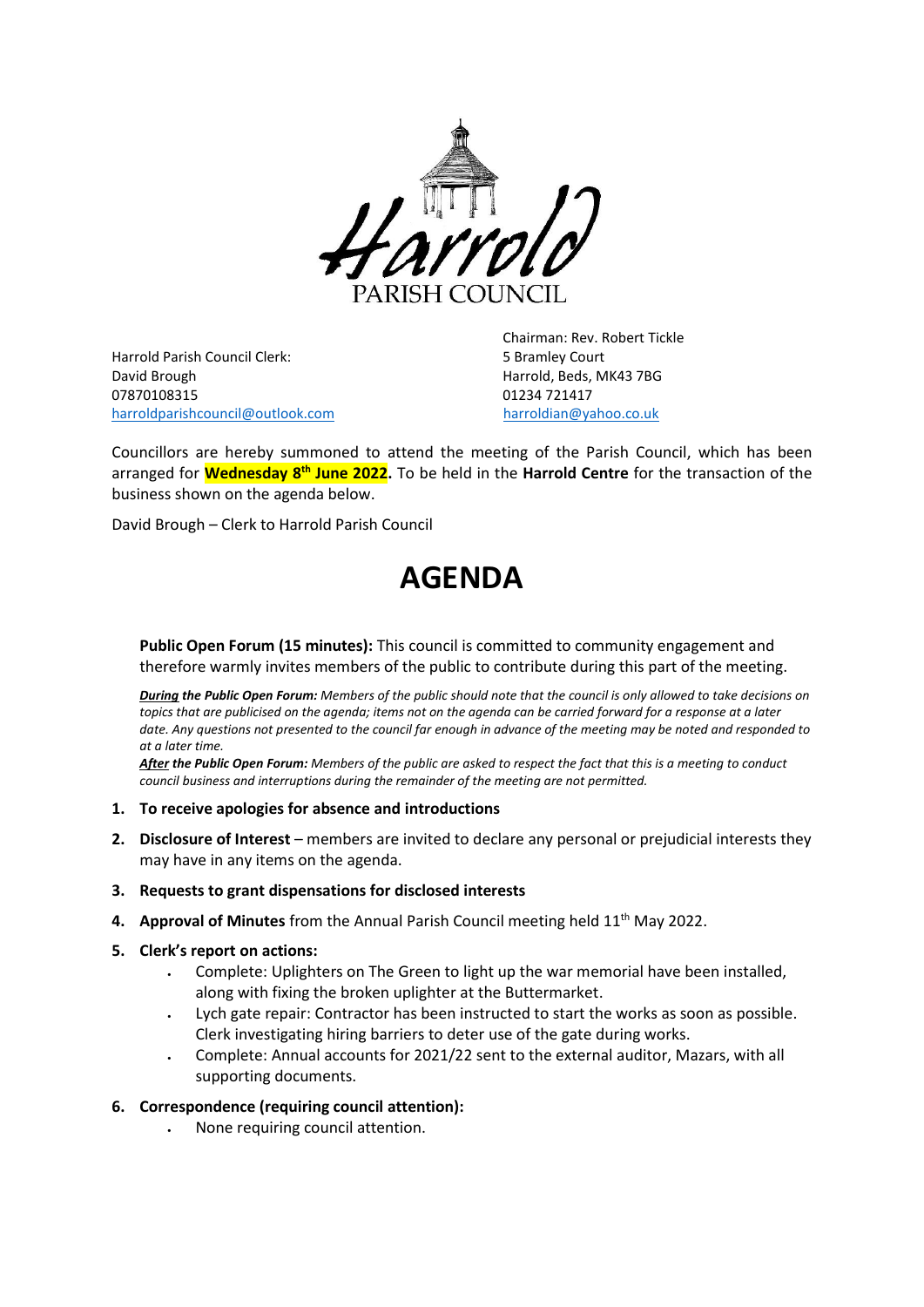Harrold Parish Council Clerk:
David Brough
07870108315
harroldparishcouncil@outlook.com

Chairman: Rev. Robert Tickle
5 Bramley Court
Harrold, Beds, MK43 7BG
01234 721417
harroldian@yahoo.co.uk

Councillors are hereby summoned to attend the meeting of the Parish Council, which has been arranged for **Wednesday 8th June 2022.** To be held in the **Harrold Centre** for the transaction of the business shown on the agenda below.

David Brough – Clerk to Harrold Parish Council

# AGENDA

**Public Open Forum (15 minutes):** This council is committed to community engagement and therefore warmly invites members of the public to contribute during this part of the meeting.

***During** the Public Open Forum: Members of the public should note that the council is only allowed to take decisions on topics that are publicised on the agenda; items not on the agenda can be carried forward for a response at a later date. Any questions not presented to the council far enough in advance of the meeting may be noted and responded to at a later time.*

***After** the Public Open Forum: Members of the public are asked to respect the fact that this is a meeting to conduct council business and interruptions during the remainder of the meeting are not permitted.*

1. **To receive apologies for absence and introductions**
2. **Disclosure of Interest** – members are invited to declare any personal or prejudicial interests they may have in any items on the agenda.
3. **Requests to grant dispensations for disclosed interests**
4. **Approval of Minutes** from the Annual Parish Council meeting held 11th May 2022.
5. **Clerk's report on actions:**
   - Complete: Uplighters on The Green to light up the war memorial have been installed, along with fixing the broken uplighter at the Buttermarket.
   - Lych gate repair: Contractor has been instructed to start the works as soon as possible. Clerk investigating hiring barriers to deter use of the gate during works.
   - Complete: Annual accounts for 2021/22 sent to the external auditor, Mazars, with all supporting documents.
6. **Correspondence (requiring council attention):**
   - None requiring council attention.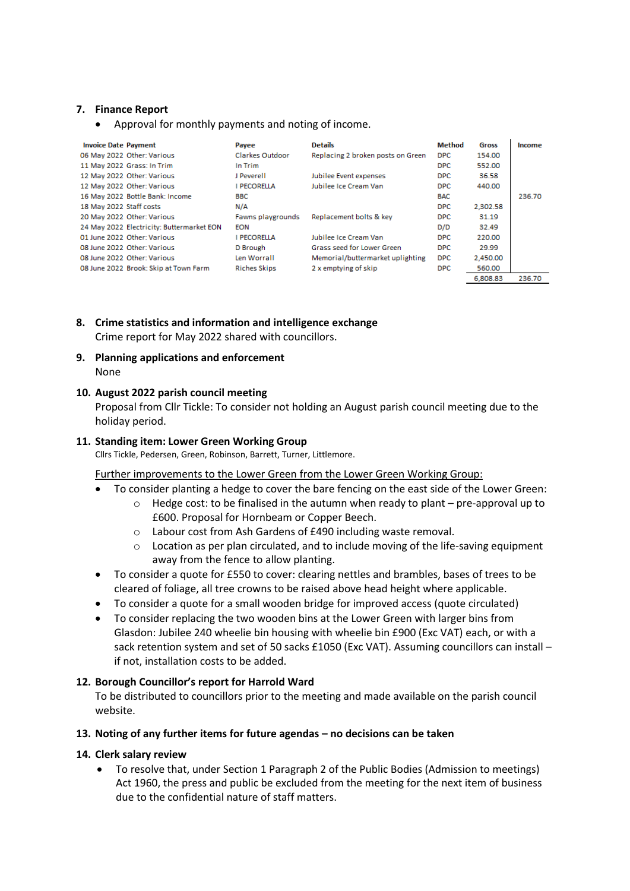## 7. Finance Report

- Approval for monthly payments and noting of income.

| Invoice Date | Payment | Payee | Details | Method | Gross | Income |
|---|---|---|---|---|---|---|
| 06 May 2022 | Other: Various | Clarkes Outdoor | Replacing 2 broken posts on Green | DPC | 154.00 | |
| 11 May 2022 | Grass: In Trim | In Trim | | DPC | 552.00 | |
| 12 May 2022 | Other: Various | J Peverell | Jubilee Event expenses | DPC | 36.58 | |
| 12 May 2022 | Other: Various | I PECORELLA | Jubilee Ice Cream Van | DPC | 440.00 | |
| 16 May 2022 | Bottle Bank: Income | BBC | | BAC | | 236.70 |
| 18 May 2022 | Staff costs | N/A | | DPC | 2,302.58 | |
| 20 May 2022 | Other: Various | Fawns playgrounds | Replacement bolts & key | DPC | 31.19 | |
| 24 May 2022 | Electricity: Buttermarket EON | EON | | D/D | 32.49 | |
| 01 June 2022 | Other: Various | I PECORELLA | Jubilee Ice Cream Van | DPC | 220.00 | |
| 08 June 2022 | Other: Various | D Brough | Grass seed for Lower Green | DPC | 29.99 | |
| 08 June 2022 | Other: Various | Len Worrall | Memorial/buttermarket uplighting | DPC | 2,450.00 | |
| 08 June 2022 | Brook: Skip at Town Farm | Riches Skips | 2 x emptying of skip | DPC | 560.00 | |
| | | | | | 6,808.83 | 236.70 |

## 8. Crime statistics and information and intelligence exchange

Crime report for May 2022 shared with councillors.

## 9. Planning applications and enforcement

None

## 10. August 2022 parish council meeting

Proposal from Cllr Tickle: To consider not holding an August parish council meeting due to the holiday period.

## 11. Standing item: Lower Green Working Group

Cllrs Tickle, Pedersen, Green, Robinson, Barrett, Turner, Littlemore.

<u>Further improvements to the Lower Green from the Lower Green Working Group:</u>

- To consider planting a hedge to cover the bare fencing on the east side of the Lower Green:
  - Hedge cost: to be finalised in the autumn when ready to plant – pre-approval up to £600. Proposal for Hornbeam or Copper Beech.
  - Labour cost from Ash Gardens of £490 including waste removal.
  - Location as per plan circulated, and to include moving of the life-saving equipment away from the fence to allow planting.
- To consider a quote for £550 to cover: clearing nettles and brambles, bases of trees to be cleared of foliage, all tree crowns to be raised above head height where applicable.
- To consider a quote for a small wooden bridge for improved access (quote circulated)
- To consider replacing the two wooden bins at the Lower Green with larger bins from Glasdon: Jubilee 240 wheelie bin housing with wheelie bin £900 (Exc VAT) each, or with a sack retention system and set of 50 sacks £1050 (Exc VAT). Assuming councillors can install – if not, installation costs to be added.

## 12. Borough Councillor's report for Harrold Ward

To be distributed to councillors prior to the meeting and made available on the parish council website.

## 13. Noting of any further items for future agendas – no decisions can be taken

## 14. Clerk salary review

- To resolve that, under Section 1 Paragraph 2 of the Public Bodies (Admission to meetings) Act 1960, the press and public be excluded from the meeting for the next item of business due to the confidential nature of staff matters.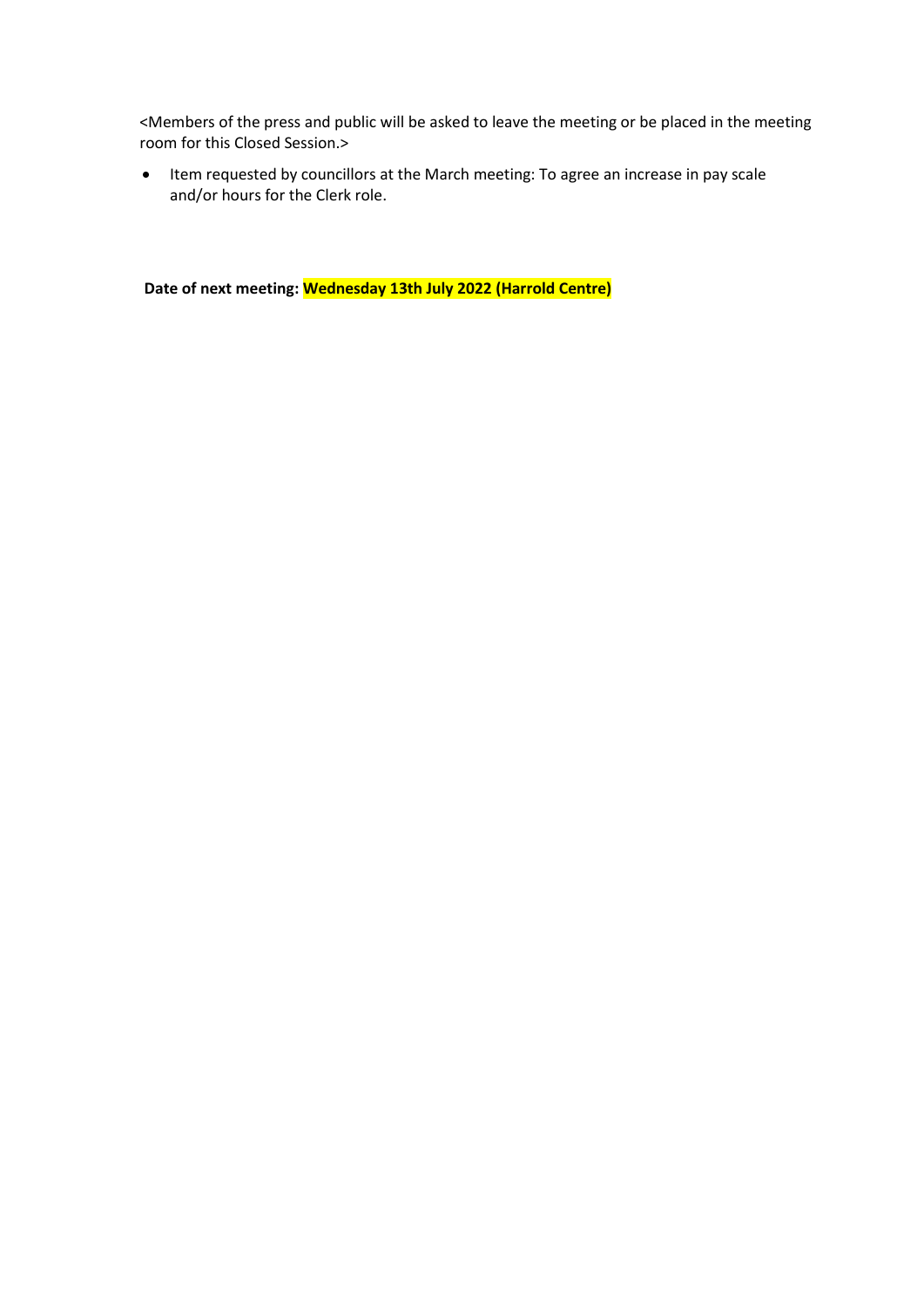<Members of the press and public will be asked to leave the meeting or be placed in the meeting room for this Closed Session.>

- Item requested by councillors at the March meeting: To agree an increase in pay scale and/or hours for the Clerk role.

**Date of next meeting: Wednesday 13th July 2022 (Harrold Centre)**